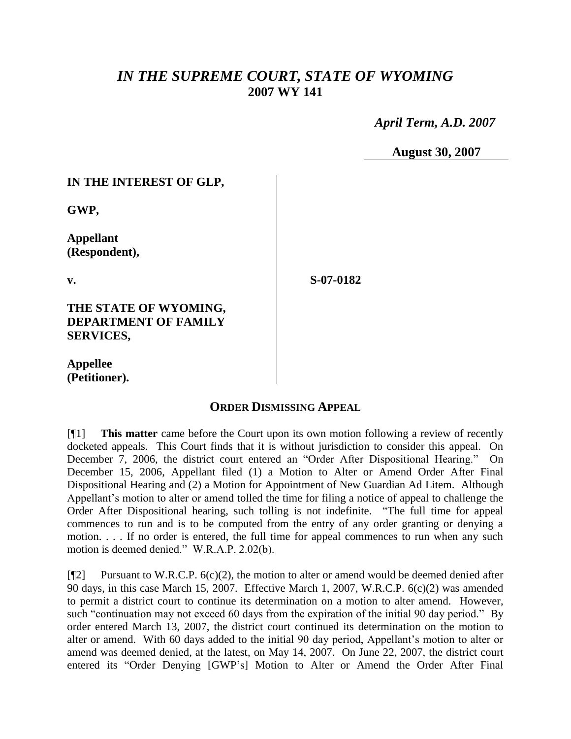# *IN THE SUPREME COURT, STATE OF WYOMING*
## 2007 WY 141

*April Term, A.D. 2007*

**August 30, 2007**

| | |
|---|---|
| **IN THE INTEREST OF GLP,** | |
| **GWP,** | |
| **Appellant (Respondent),** | |
| **v.** | **S-07-0182** |
| **THE STATE OF WYOMING, DEPARTMENT OF FAMILY SERVICES,** | |
| **Appellee (Petitioner).** | |

### ORDER DISMISSING APPEAL

[¶1] **This matter** came before the Court upon its own motion following a review of recently docketed appeals. This Court finds that it is without jurisdiction to consider this appeal. On December 7, 2006, the district court entered an "Order After Dispositional Hearing." On December 15, 2006, Appellant filed (1) a Motion to Alter or Amend Order After Final Dispositional Hearing and (2) a Motion for Appointment of New Guardian Ad Litem. Although Appellant's motion to alter or amend tolled the time for filing a notice of appeal to challenge the Order After Dispositional hearing, such tolling is not indefinite. "The full time for appeal commences to run and is to be computed from the entry of any order granting or denying a motion. . . . If no order is entered, the full time for appeal commences to run when any such motion is deemed denied." W.R.A.P. 2.02(b).

[¶2] Pursuant to W.R.C.P. 6(c)(2), the motion to alter or amend would be deemed denied after 90 days, in this case March 15, 2007. Effective March 1, 2007, W.R.C.P. 6(c)(2) was amended to permit a district court to continue its determination on a motion to alter amend. However, such "continuation may not exceed 60 days from the expiration of the initial 90 day period." By order entered March 13, 2007, the district court continued its determination on the motion to alter or amend. With 60 days added to the initial 90 day period, Appellant's motion to alter or amend was deemed denied, at the latest, on May 14, 2007. On June 22, 2007, the district court entered its "Order Denying [GWP's] Motion to Alter or Amend the Order After Final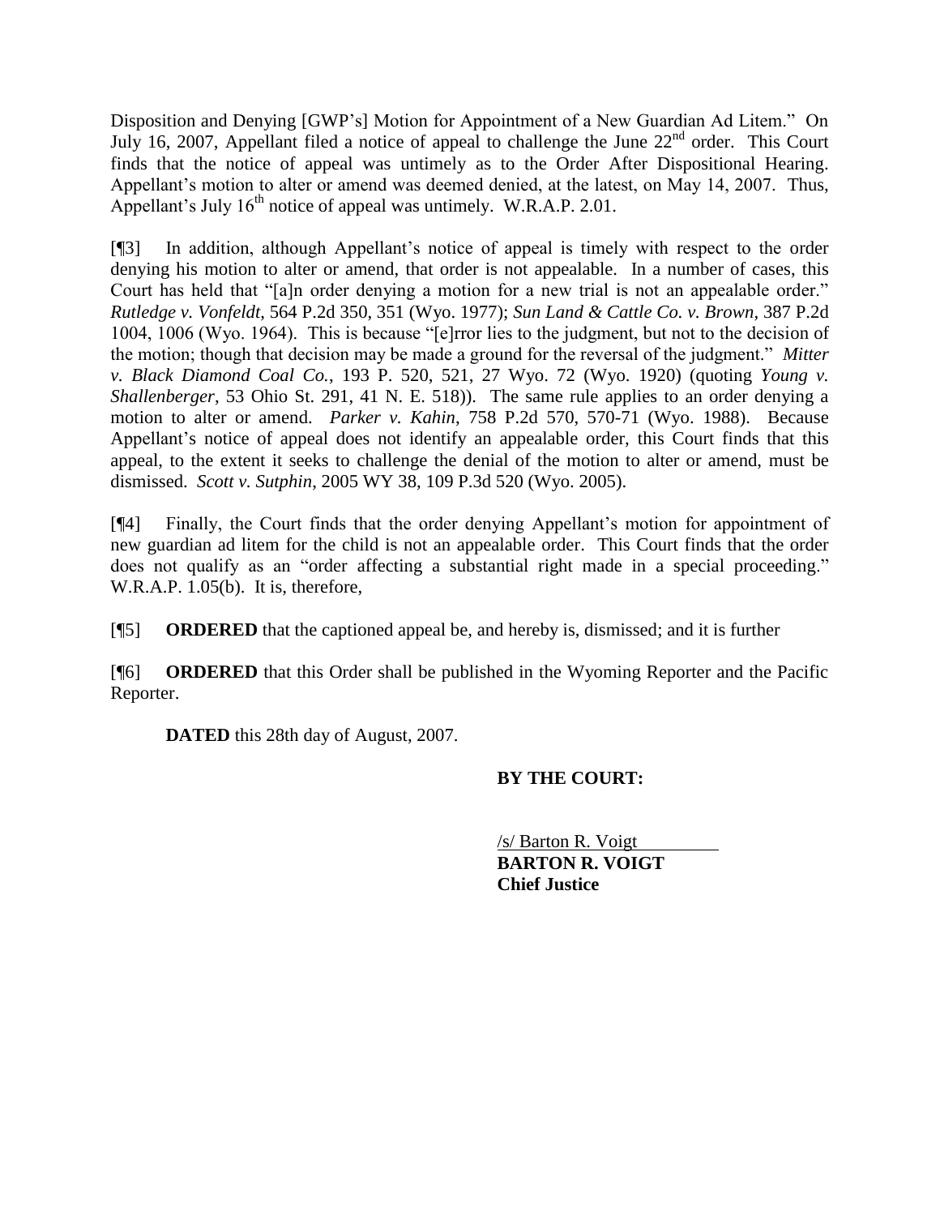Disposition and Denying [GWP's] Motion for Appointment of a New Guardian Ad Litem." On July 16, 2007, Appellant filed a notice of appeal to challenge the June 22nd order. This Court finds that the notice of appeal was untimely as to the Order After Dispositional Hearing. Appellant's motion to alter or amend was deemed denied, at the latest, on May 14, 2007. Thus, Appellant's July 16th notice of appeal was untimely. W.R.A.P. 2.01.

[¶3] In addition, although Appellant's notice of appeal is timely with respect to the order denying his motion to alter or amend, that order is not appealable. In a number of cases, this Court has held that "[a]n order denying a motion for a new trial is not an appealable order." *Rutledge v. Vonfeldt*, 564 P.2d 350, 351 (Wyo. 1977); *Sun Land & Cattle Co. v. Brown*, 387 P.2d 1004, 1006 (Wyo. 1964). This is because "[e]rror lies to the judgment, but not to the decision of the motion; though that decision may be made a ground for the reversal of the judgment." *Mitter v. Black Diamond Coal Co.*, 193 P. 520, 521, 27 Wyo. 72 (Wyo. 1920) (quoting *Young v. Shallenberger*, 53 Ohio St. 291, 41 N. E. 518)). The same rule applies to an order denying a motion to alter or amend. *Parker v. Kahin*, 758 P.2d 570, 570-71 (Wyo. 1988). Because Appellant's notice of appeal does not identify an appealable order, this Court finds that this appeal, to the extent it seeks to challenge the denial of the motion to alter or amend, must be dismissed. *Scott v. Sutphin*, 2005 WY 38, 109 P.3d 520 (Wyo. 2005).

[¶4] Finally, the Court finds that the order denying Appellant's motion for appointment of new guardian ad litem for the child is not an appealable order. This Court finds that the order does not qualify as an "order affecting a substantial right made in a special proceeding." W.R.A.P. 1.05(b). It is, therefore,

[¶5] **ORDERED** that the captioned appeal be, and hereby is, dismissed; and it is further

[¶6] **ORDERED** that this Order shall be published in the Wyoming Reporter and the Pacific Reporter.

**DATED** this 28th day of August, 2007.

**BY THE COURT:**

/s/ Barton R. Voigt
**BARTON R. VOIGT**
**Chief Justice**